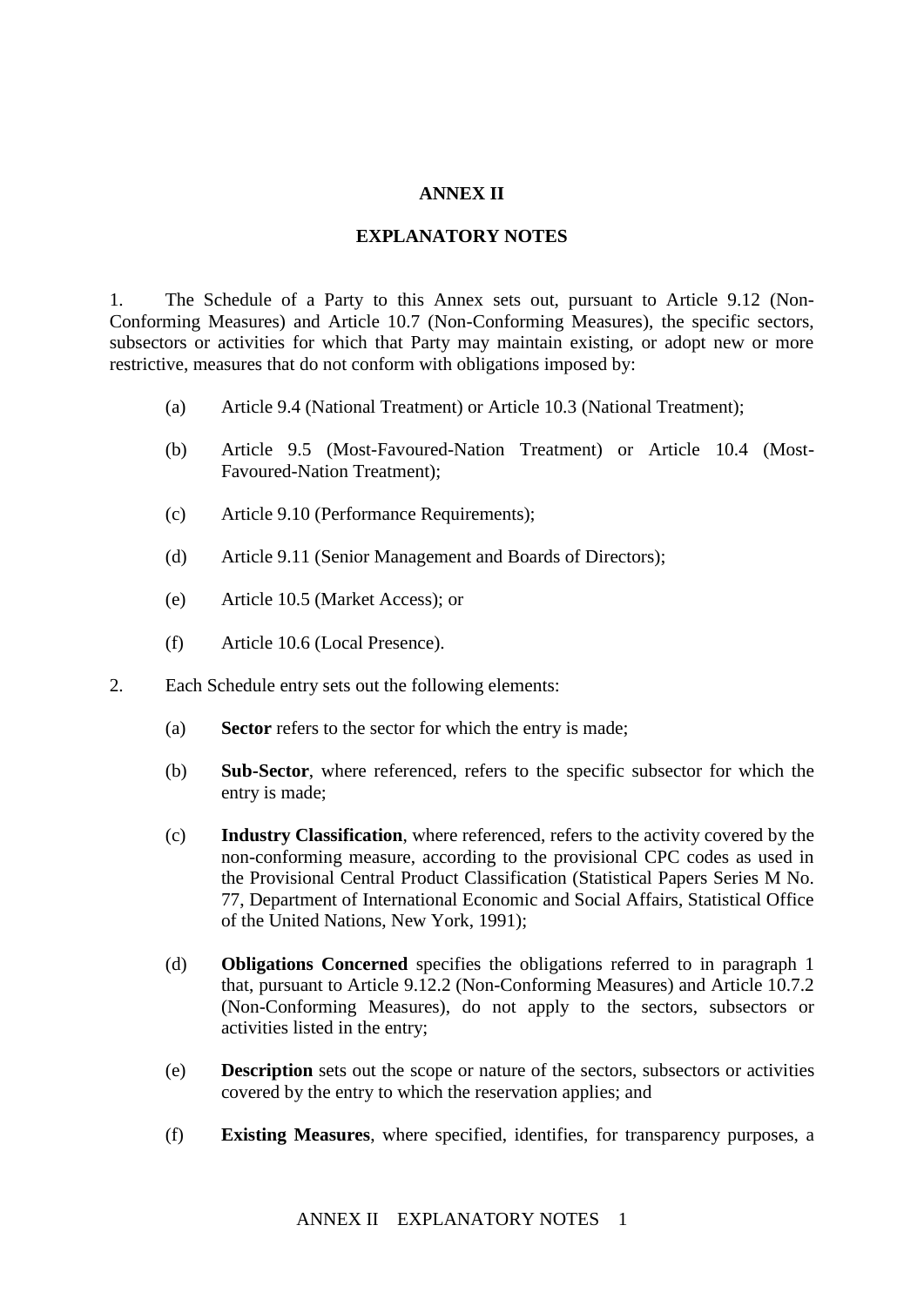# ANNEX II

## EXPLANATORY NOTES

1. The Schedule of a Party to this Annex sets out, pursuant to Article 9.12 (Non-Conforming Measures) and Article 10.7 (Non-Conforming Measures), the specific sectors, subsectors or activities for which that Party may maintain existing, or adopt new or more restrictive, measures that do not conform with obligations imposed by:

   (a) Article 9.4 (National Treatment) or Article 10.3 (National Treatment);

   (b) Article 9.5 (Most-Favoured-Nation Treatment) or Article 10.4 (Most-Favoured-Nation Treatment);

   (c) Article 9.10 (Performance Requirements);

   (d) Article 9.11 (Senior Management and Boards of Directors);

   (e) Article 10.5 (Market Access); or

   (f) Article 10.6 (Local Presence).

2. Each Schedule entry sets out the following elements:

   (a) **Sector** refers to the sector for which the entry is made;

   (b) **Sub-Sector**, where referenced, refers to the specific subsector for which the entry is made;

   (c) **Industry Classification**, where referenced, refers to the activity covered by the non-conforming measure, according to the provisional CPC codes as used in the Provisional Central Product Classification (Statistical Papers Series M No. 77, Department of International Economic and Social Affairs, Statistical Office of the United Nations, New York, 1991);

   (d) **Obligations Concerned** specifies the obligations referred to in paragraph 1 that, pursuant to Article 9.12.2 (Non-Conforming Measures) and Article 10.7.2 (Non-Conforming Measures), do not apply to the sectors, subsectors or activities listed in the entry;

   (e) **Description** sets out the scope or nature of the sectors, subsectors or activities covered by the entry to which the reservation applies; and

   (f) **Existing Measures**, where specified, identifies, for transparency purposes, a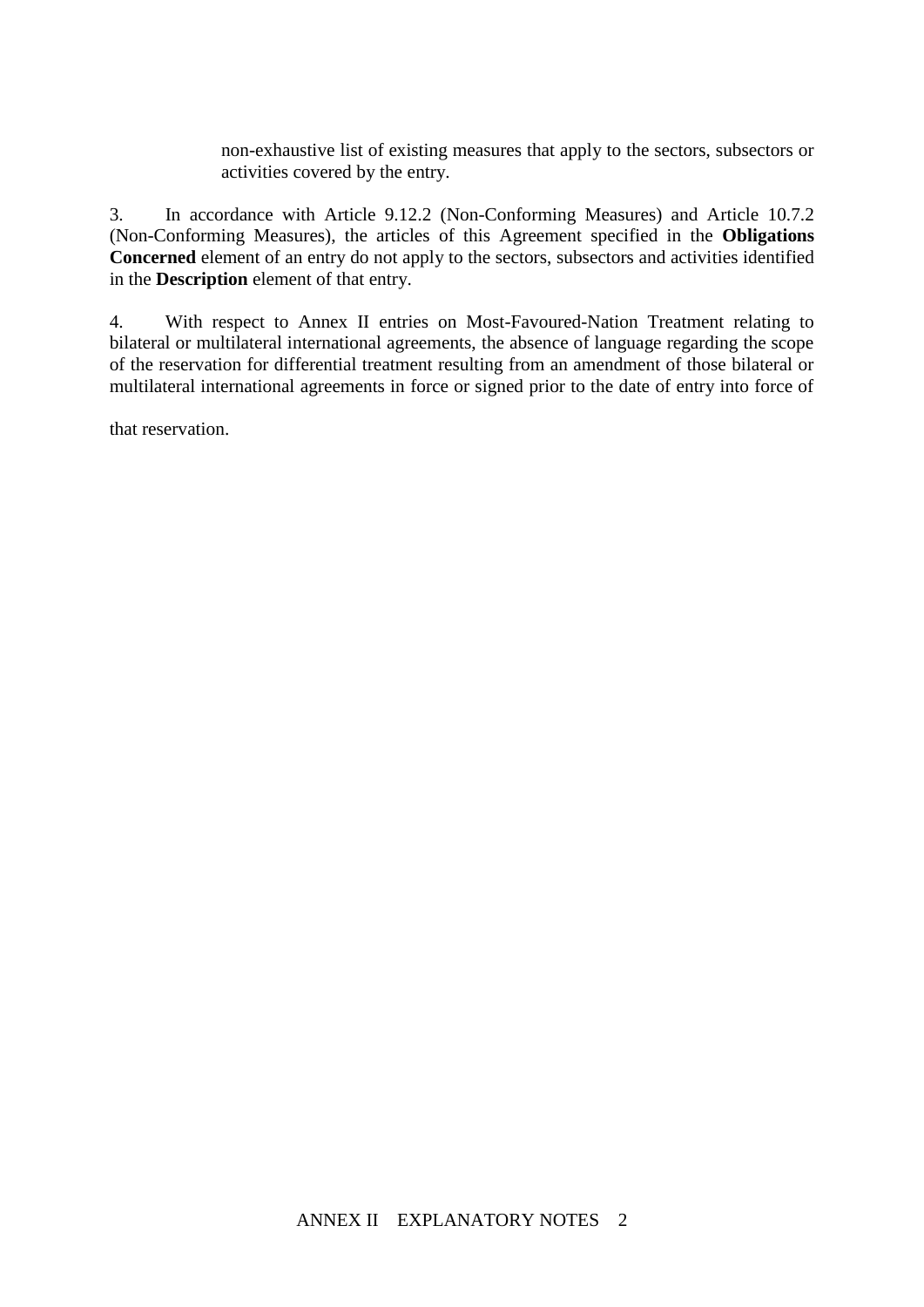non-exhaustive list of existing measures that apply to the sectors, subsectors or activities covered by the entry.

3. In accordance with Article 9.12.2 (Non-Conforming Measures) and Article 10.7.2 (Non-Conforming Measures), the articles of this Agreement specified in the **Obligations Concerned** element of an entry do not apply to the sectors, subsectors and activities identified in the **Description** element of that entry.

4. With respect to Annex II entries on Most-Favoured-Nation Treatment relating to bilateral or multilateral international agreements, the absence of language regarding the scope of the reservation for differential treatment resulting from an amendment of those bilateral or multilateral international agreements in force or signed prior to the date of entry into force of

that reservation.